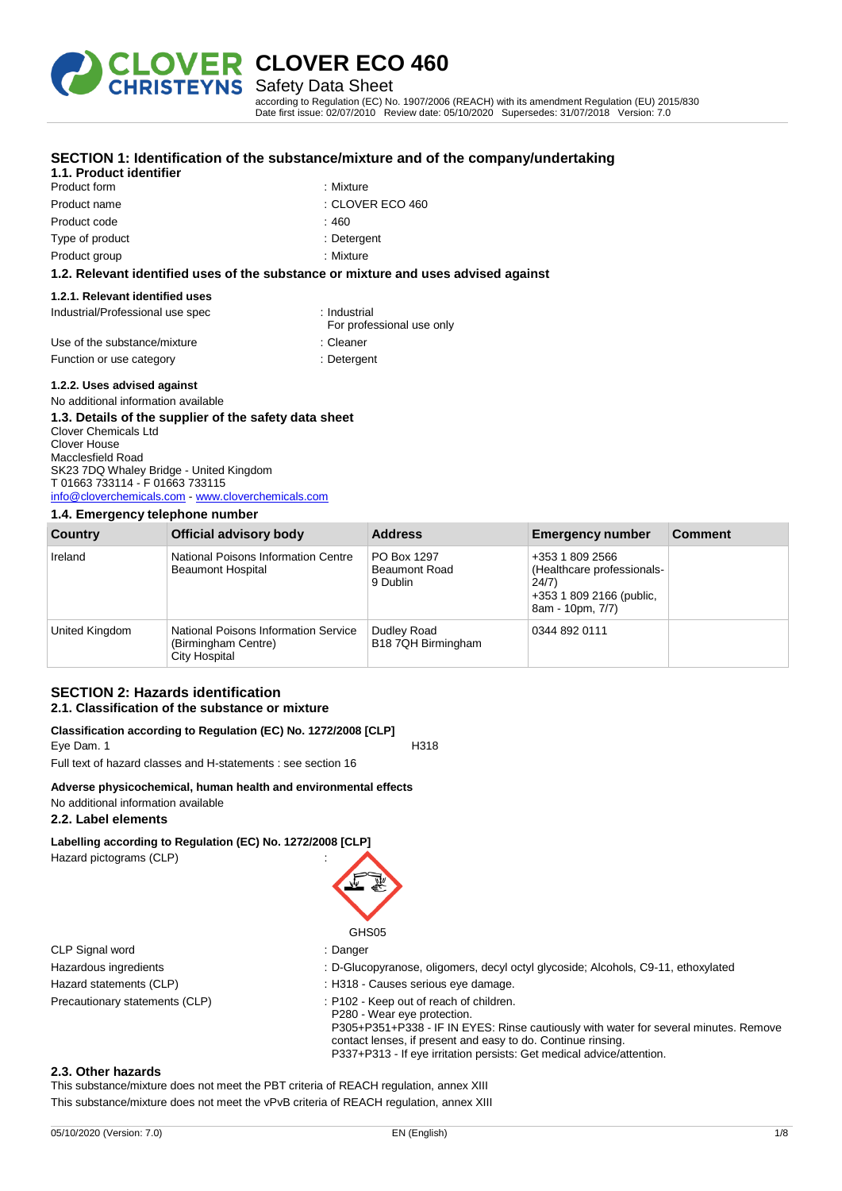# CLOVER ECO 460

## Safety Data Sheet

according to Regulation (EC) No. 1907/2006 (REACH) with its amendment Regulation (EU) 2015/830
Date first issue: 02/07/2010 Review date: 05/10/2020 Supersedes: 31/07/2018 Version: 7.0

## SECTION 1: Identification of the substance/mixture and of the company/undertaking

### 1.1. Product identifier

| | |
|---|---|
| Product form | : Mixture |
| Product name | : CLOVER ECO 460 |
| Product code | : 460 |
| Type of product | : Detergent |
| Product group | : Mixture |

### 1.2. Relevant identified uses of the substance or mixture and uses advised against

#### 1.2.1. Relevant identified uses

| | |
|---|---|
| Industrial/Professional use spec | : Industrial<br>For professional use only |
| Use of the substance/mixture | : Cleaner |
| Function or use category | : Detergent |

#### 1.2.2. Uses advised against

No additional information available

### 1.3. Details of the supplier of the safety data sheet

Clover Chemicals Ltd
Clover House
Macclesfield Road
SK23 7DQ Whaley Bridge - United Kingdom
T 01663 733114 - F 01663 733115
info@cloverchemicals.com - www.cloverchemicals.com

### 1.4. Emergency telephone number

| Country | Official advisory body | Address | Emergency number | Comment |
|---|---|---|---|---|
| Ireland | National Poisons Information Centre Beaumont Hospital | PO Box 1297 Beaumont Road 9 Dublin | +353 1 809 2566 (Healthcare professionals- 24/7) +353 1 809 2166 (public, 8am - 10pm, 7/7) | |
| United Kingdom | National Poisons Information Service (Birmingham Centre) City Hospital | Dudley Road B18 7QH Birmingham | 0344 892 0111 | |

## SECTION 2: Hazards identification

### 2.1. Classification of the substance or mixture

**Classification according to Regulation (EC) No. 1272/2008 [CLP]**

Eye Dam. 1 H318

Full text of hazard classes and H-statements : see section 16

**Adverse physicochemical, human health and environmental effects**

No additional information available

### 2.2. Label elements

**Labelling according to Regulation (EC) No. 1272/2008 [CLP]**

Hazard pictograms (CLP) :

GHS05

| | |
|---|---|
| CLP Signal word | : Danger |
| Hazardous ingredients | : D-Glucopyranose, oligomers, decyl octyl glycoside; Alcohols, C9-11, ethoxylated |
| Hazard statements (CLP) | : H318 - Causes serious eye damage. |
| Precautionary statements (CLP) | : P102 - Keep out of reach of children.<br>P280 - Wear eye protection.<br>P305+P351+P338 - IF IN EYES: Rinse cautiously with water for several minutes. Remove contact lenses, if present and easy to do. Continue rinsing.<br>P337+P313 - If eye irritation persists: Get medical advice/attention. |

### 2.3. Other hazards

This substance/mixture does not meet the PBT criteria of REACH regulation, annex XIII

This substance/mixture does not meet the vPvB criteria of REACH regulation, annex XIII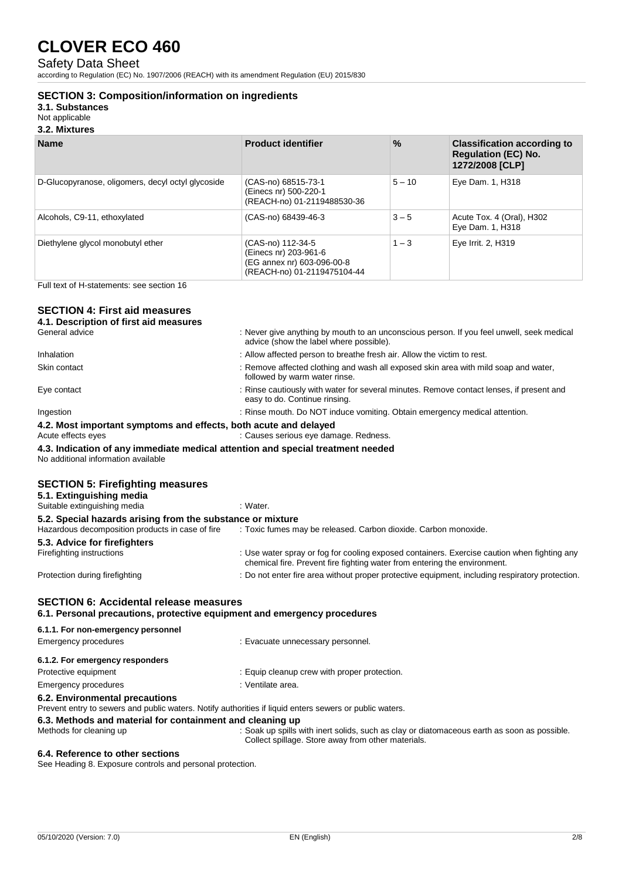## SECTION 3: Composition/information on ingredients

### 3.1. Substances

Not applicable

### 3.2. Mixtures

| Name | Product identifier | % | Classification according to Regulation (EC) No. 1272/2008 [CLP] |
|---|---|---|---|
| D-Glucopyranose, oligomers, decyl octyl glycoside | (CAS-no) 68515-73-1<br>(Einecs nr) 500-220-1<br>(REACH-no) 01-2119488530-36 | 5 – 10 | Eye Dam. 1, H318 |
| Alcohols, C9-11, ethoxylated | (CAS-no) 68439-46-3 | 3 – 5 | Acute Tox. 4 (Oral), H302<br>Eye Dam. 1, H318 |
| Diethylene glycol monobutyl ether | (CAS-no) 112-34-5<br>(Einecs nr) 203-961-6<br>(EG annex nr) 603-096-00-8<br>(REACH-no) 01-2119475104-44 | 1 – 3 | Eye Irrit. 2, H319 |

Full text of H-statements: see section 16

## SECTION 4: First aid measures

### 4.1. Description of first aid measures

General advice : Never give anything by mouth to an unconscious person. If you feel unwell, seek medical advice (show the label where possible).

Inhalation : Allow affected person to breathe fresh air. Allow the victim to rest.

Skin contact : Remove affected clothing and wash all exposed skin area with mild soap and water, followed by warm water rinse.

Eye contact : Rinse cautiously with water for several minutes. Remove contact lenses, if present and easy to do. Continue rinsing.

Ingestion : Rinse mouth. Do NOT induce vomiting. Obtain emergency medical attention.

### 4.2. Most important symptoms and effects, both acute and delayed

Acute effects eyes : Causes serious eye damage. Redness.

### 4.3. Indication of any immediate medical attention and special treatment needed

No additional information available

## SECTION 5: Firefighting measures

### 5.1. Extinguishing media

Suitable extinguishing media : Water.

### 5.2. Special hazards arising from the substance or mixture

Hazardous decomposition products in case of fire : Toxic fumes may be released. Carbon dioxide. Carbon monoxide.

### 5.3. Advice for firefighters

Firefighting instructions : Use water spray or fog for cooling exposed containers. Exercise caution when fighting any chemical fire. Prevent fire fighting water from entering the environment.

Protection during firefighting : Do not enter fire area without proper protective equipment, including respiratory protection.

## SECTION 6: Accidental release measures

### 6.1. Personal precautions, protective equipment and emergency procedures

#### 6.1.1. For non-emergency personnel

Emergency procedures : Evacuate unnecessary personnel.

#### 6.1.2. For emergency responders

Protective equipment : Equip cleanup crew with proper protection.

Emergency procedures : Ventilate area.

### 6.2. Environmental precautions

Prevent entry to sewers and public waters. Notify authorities if liquid enters sewers or public waters.

### 6.3. Methods and material for containment and cleaning up

Methods for cleaning up : Soak up spills with inert solids, such as clay or diatomaceous earth as soon as possible. Collect spillage. Store away from other materials.

### 6.4. Reference to other sections

See Heading 8. Exposure controls and personal protection.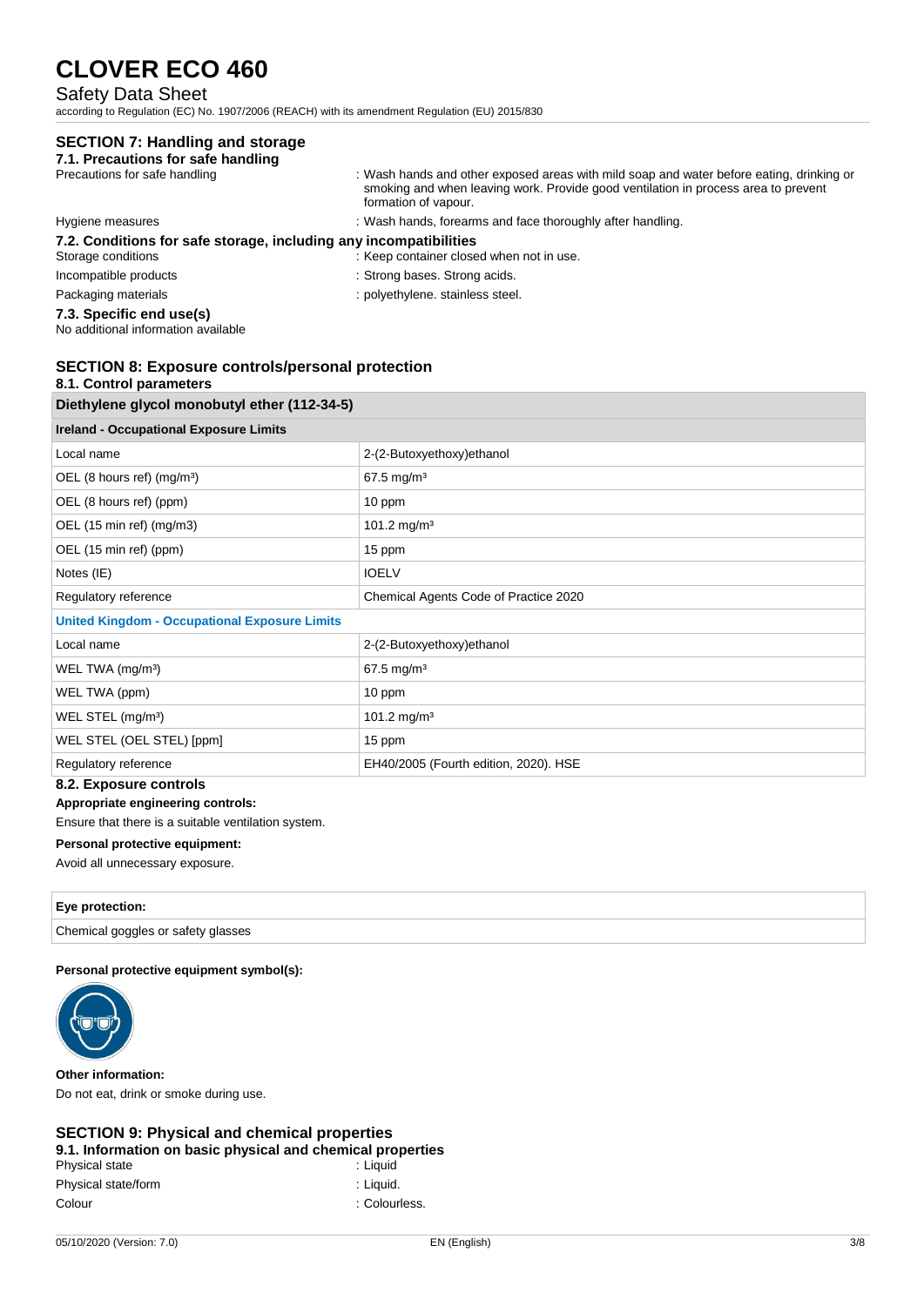# CLOVER ECO 460

Safety Data Sheet

according to Regulation (EC) No. 1907/2006 (REACH) with its amendment Regulation (EU) 2015/830

## SECTION 7: Handling and storage

### 7.1. Precautions for safe handling

| | |
|---|---|
| Precautions for safe handling | : Wash hands and other exposed areas with mild soap and water before eating, drinking or smoking and when leaving work. Provide good ventilation in process area to prevent formation of vapour. |
| Hygiene measures | : Wash hands, forearms and face thoroughly after handling. |

### 7.2. Conditions for safe storage, including any incompatibilities

| | |
|---|---|
| Storage conditions | : Keep container closed when not in use. |
| Incompatible products | : Strong bases. Strong acids. |
| Packaging materials | : polyethylene. stainless steel. |

### 7.3. Specific end use(s)

No additional information available

## SECTION 8: Exposure controls/personal protection

### 8.1. Control parameters

| Diethylene glycol monobutyl ether (112-34-5) | |
|---|---|
| **Ireland - Occupational Exposure Limits** | |
| Local name | 2-(2-Butoxyethoxy)ethanol |
| OEL (8 hours ref) (mg/m³) | 67.5 mg/m³ |
| OEL (8 hours ref) (ppm) | 10 ppm |
| OEL (15 min ref) (mg/m3) | 101.2 mg/m³ |
| OEL (15 min ref) (ppm) | 15 ppm |
| Notes (IE) | IOELV |
| Regulatory reference | Chemical Agents Code of Practice 2020 |
| **United Kingdom - Occupational Exposure Limits** | |
| Local name | 2-(2-Butoxyethoxy)ethanol |
| WEL TWA (mg/m³) | 67.5 mg/m³ |
| WEL TWA (ppm) | 10 ppm |
| WEL STEL (mg/m³) | 101.2 mg/m³ |
| WEL STEL (OEL STEL) [ppm] | 15 ppm |
| Regulatory reference | EH40/2005 (Fourth edition, 2020). HSE |

### 8.2. Exposure controls

**Appropriate engineering controls:**

Ensure that there is a suitable ventilation system.

**Personal protective equipment:**

Avoid all unnecessary exposure.

| Eye protection: |
|---|
| Chemical goggles or safety glasses |

**Personal protective equipment symbol(s):**

**Other information:**

Do not eat, drink or smoke during use.

## SECTION 9: Physical and chemical properties

### 9.1. Information on basic physical and chemical properties

| | |
|---|---|
| Physical state | : Liquid |
| Physical state/form | : Liquid. |
| Colour | : Colourless. |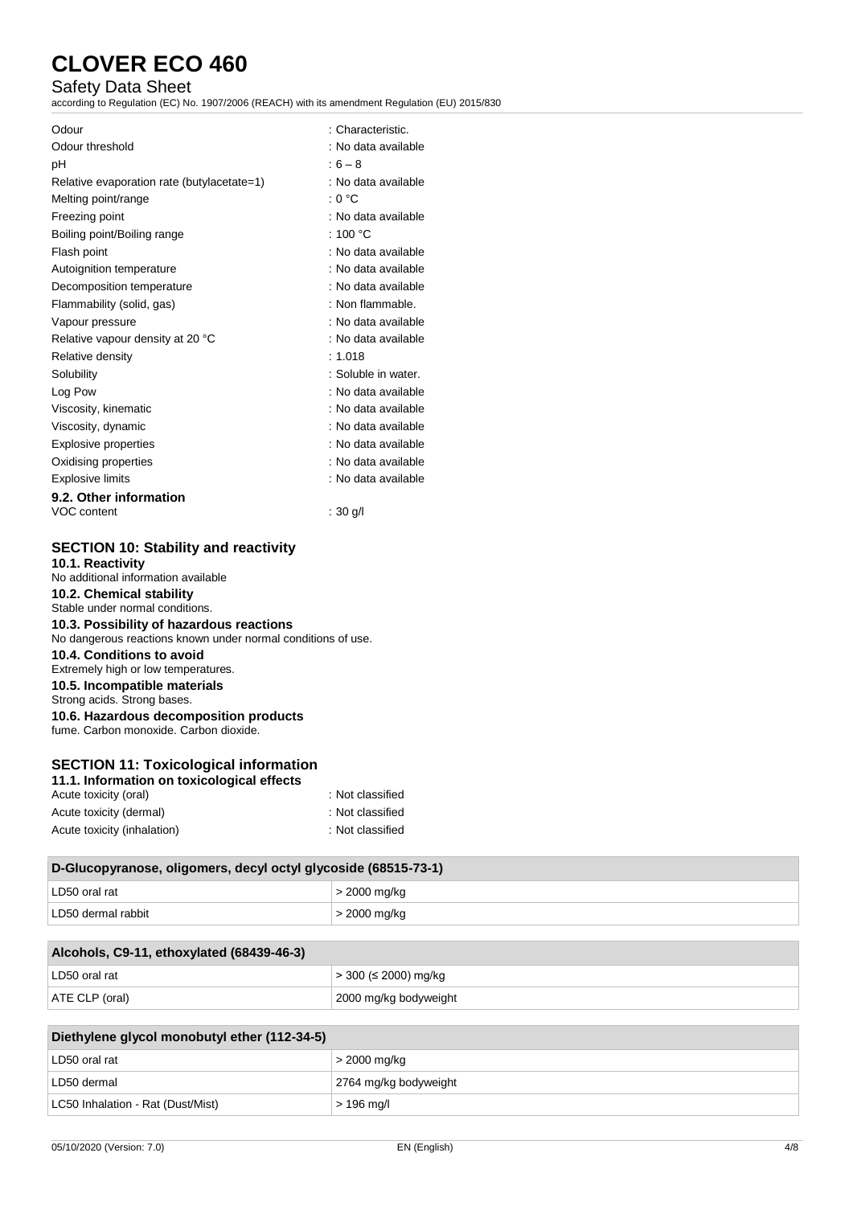| Property | Value |
|---|---|
| Odour | : Characteristic. |
| Odour threshold | : No data available |
| pH | : 6 – 8 |
| Relative evaporation rate (butylacetate=1) | : No data available |
| Melting point/range | : 0 °C |
| Freezing point | : No data available |
| Boiling point/Boiling range | : 100 °C |
| Flash point | : No data available |
| Autoignition temperature | : No data available |
| Decomposition temperature | : No data available |
| Flammability (solid, gas) | : Non flammable. |
| Vapour pressure | : No data available |
| Relative vapour density at 20 °C | : No data available |
| Relative density | : 1.018 |
| Solubility | : Soluble in water. |
| Log Pow | : No data available |
| Viscosity, kinematic | : No data available |
| Viscosity, dynamic | : No data available |
| Explosive properties | : No data available |
| Oxidising properties | : No data available |
| Explosive limits | : No data available |

### 9.2. Other information

VOC content : 30 g/l

## SECTION 10: Stability and reactivity

### 10.1. Reactivity
No additional information available

### 10.2. Chemical stability
Stable under normal conditions.

### 10.3. Possibility of hazardous reactions
No dangerous reactions known under normal conditions of use.

### 10.4. Conditions to avoid
Extremely high or low temperatures.

### 10.5. Incompatible materials
Strong acids. Strong bases.

### 10.6. Hazardous decomposition products
fume. Carbon monoxide. Carbon dioxide.

## SECTION 11: Toxicological information

### 11.1. Information on toxicological effects

| | |
|---|---|
| Acute toxicity (oral) | : Not classified |
| Acute toxicity (dermal) | : Not classified |
| Acute toxicity (inhalation) | : Not classified |

| D-Glucopyranose, oligomers, decyl octyl glycoside (68515-73-1) | |
|---|---|
| LD50 oral rat | > 2000 mg/kg |
| LD50 dermal rabbit | > 2000 mg/kg |

| Alcohols, C9-11, ethoxylated (68439-46-3) | |
|---|---|
| LD50 oral rat | > 300 (≤ 2000) mg/kg |
| ATE CLP (oral) | 2000 mg/kg bodyweight |

| Diethylene glycol monobutyl ether (112-34-5) | |
|---|---|
| LD50 oral rat | > 2000 mg/kg |
| LD50 dermal | 2764 mg/kg bodyweight |
| LC50 Inhalation - Rat (Dust/Mist) | > 196 mg/l |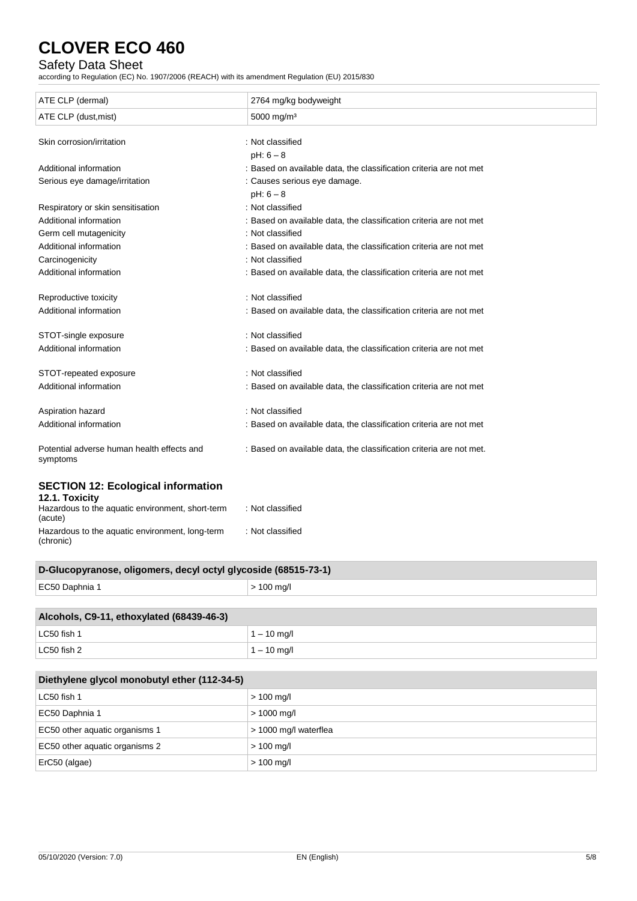| ATE CLP (dermal) | 2764 mg/kg bodyweight |
|---|---|
| ATE CLP (dust,mist) | 5000 mg/m³ |

Skin corrosion/irritation : Not classified
pH: 6 – 8

Additional information : Based on available data, the classification criteria are not met

Serious eye damage/irritation : Causes serious eye damage.
pH: 6 – 8

Respiratory or skin sensitisation : Not classified

Additional information : Based on available data, the classification criteria are not met

Germ cell mutagenicity : Not classified

Additional information : Based on available data, the classification criteria are not met

Carcinogenicity : Not classified

Additional information : Based on available data, the classification criteria are not met

Reproductive toxicity : Not classified

Additional information : Based on available data, the classification criteria are not met

STOT-single exposure : Not classified

Additional information : Based on available data, the classification criteria are not met

STOT-repeated exposure : Not classified

Additional information : Based on available data, the classification criteria are not met

Aspiration hazard : Not classified

Additional information : Based on available data, the classification criteria are not met

Potential adverse human health effects and symptoms : Based on available data, the classification criteria are not met.

## SECTION 12: Ecological information

### 12.1. Toxicity

Hazardous to the aquatic environment, short-term (acute) : Not classified

Hazardous to the aquatic environment, long-term (chronic) : Not classified

| D-Glucopyranose, oligomers, decyl octyl glycoside (68515-73-1) | |
|---|---|
| EC50 Daphnia 1 | > 100 mg/l |

| Alcohols, C9-11, ethoxylated (68439-46-3) | |
|---|---|
| LC50 fish 1 | 1 – 10 mg/l |
| LC50 fish 2 | 1 – 10 mg/l |

| Diethylene glycol monobutyl ether (112-34-5) | |
|---|---|
| LC50 fish 1 | > 100 mg/l |
| EC50 Daphnia 1 | > 1000 mg/l |
| EC50 other aquatic organisms 1 | > 1000 mg/l waterflea |
| EC50 other aquatic organisms 2 | > 100 mg/l |
| ErC50 (algae) | > 100 mg/l |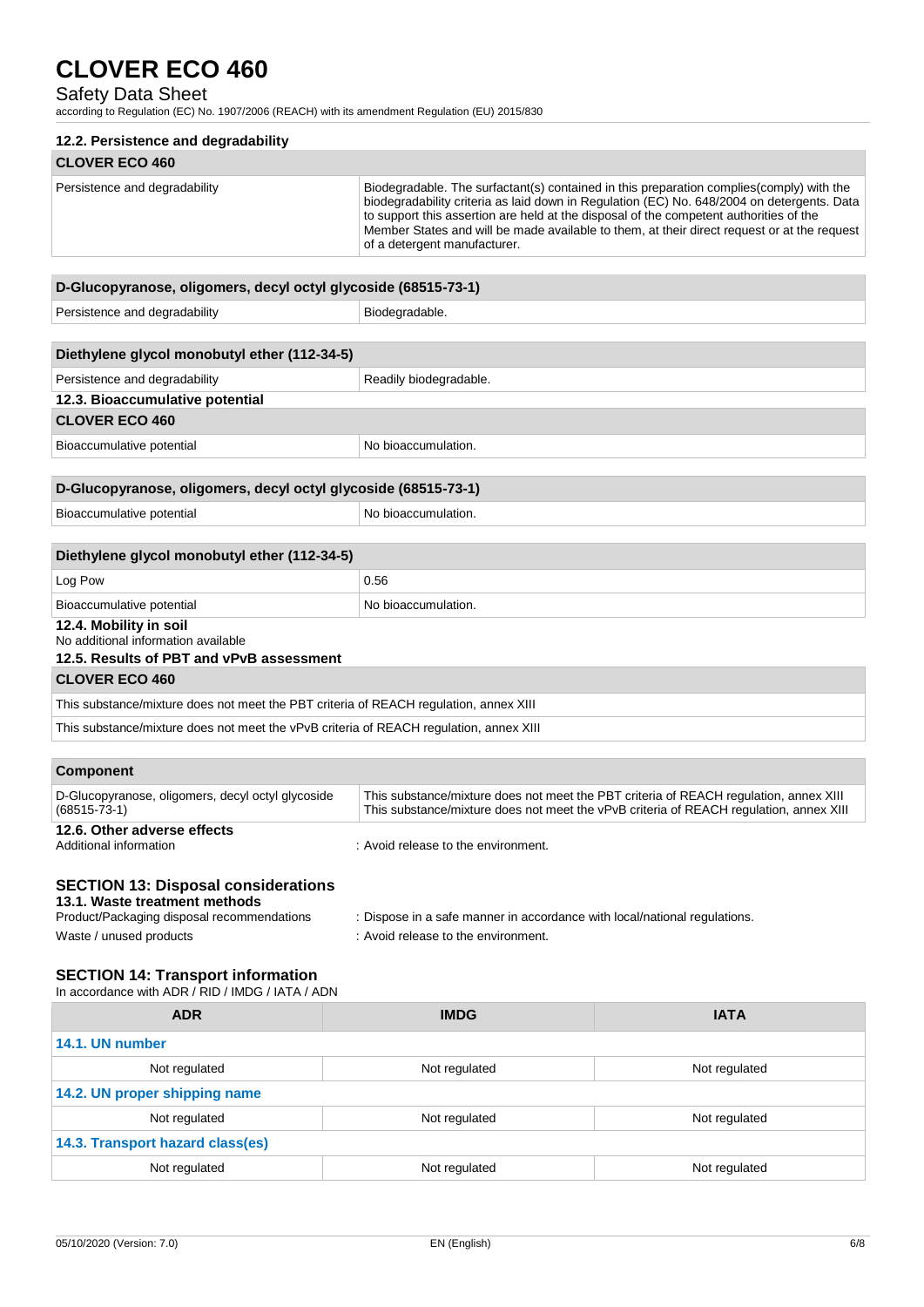### 12.2. Persistence and degradability

| CLOVER ECO 460 | |
|---|---|
| Persistence and degradability | Biodegradable. The surfactant(s) contained in this preparation complies(comply) with the biodegradability criteria as laid down in Regulation (EC) No. 648/2004 on detergents. Data to support this assertion are held at the disposal of the competent authorities of the Member States and will be made available to them, at their direct request or at the request of a detergent manufacturer. |

| D-Glucopyranose, oligomers, decyl octyl glycoside (68515-73-1) | |
|---|---|
| Persistence and degradability | Biodegradable. |

| Diethylene glycol monobutyl ether (112-34-5) | |
|---|---|
| Persistence and degradability | Readily biodegradable. |

### 12.3. Bioaccumulative potential

| CLOVER ECO 460 | |
|---|---|
| Bioaccumulative potential | No bioaccumulation. |

| D-Glucopyranose, oligomers, decyl octyl glycoside (68515-73-1) | |
|---|---|
| Bioaccumulative potential | No bioaccumulation. |

| Diethylene glycol monobutyl ether (112-34-5) | |
|---|---|
| Log Pow | 0.56 |
| Bioaccumulative potential | No bioaccumulation. |

### 12.4. Mobility in soil

No additional information available

### 12.5. Results of PBT and vPvB assessment

| CLOVER ECO 460 |
|---|
| This substance/mixture does not meet the PBT criteria of REACH regulation, annex XIII |
| This substance/mixture does not meet the vPvB criteria of REACH regulation, annex XIII |

| Component | |
|---|---|
| D-Glucopyranose, oligomers, decyl octyl glycoside (68515-73-1) | This substance/mixture does not meet the PBT criteria of REACH regulation, annex XIII<br>This substance/mixture does not meet the vPvB criteria of REACH regulation, annex XIII |

### 12.6. Other adverse effects

Additional information : Avoid release to the environment.

## SECTION 13: Disposal considerations

### 13.1. Waste treatment methods

Product/Packaging disposal recommendations : Dispose in a safe manner in accordance with local/national regulations.

Waste / unused products : Avoid release to the environment.

## SECTION 14: Transport information

In accordance with ADR / RID / IMDG / IATA / ADN

| ADR | IMDG | IATA |
|---|---|---|
| **14.1. UN number** | | |
| Not regulated | Not regulated | Not regulated |
| **14.2. UN proper shipping name** | | |
| Not regulated | Not regulated | Not regulated |
| **14.3. Transport hazard class(es)** | | |
| Not regulated | Not regulated | Not regulated |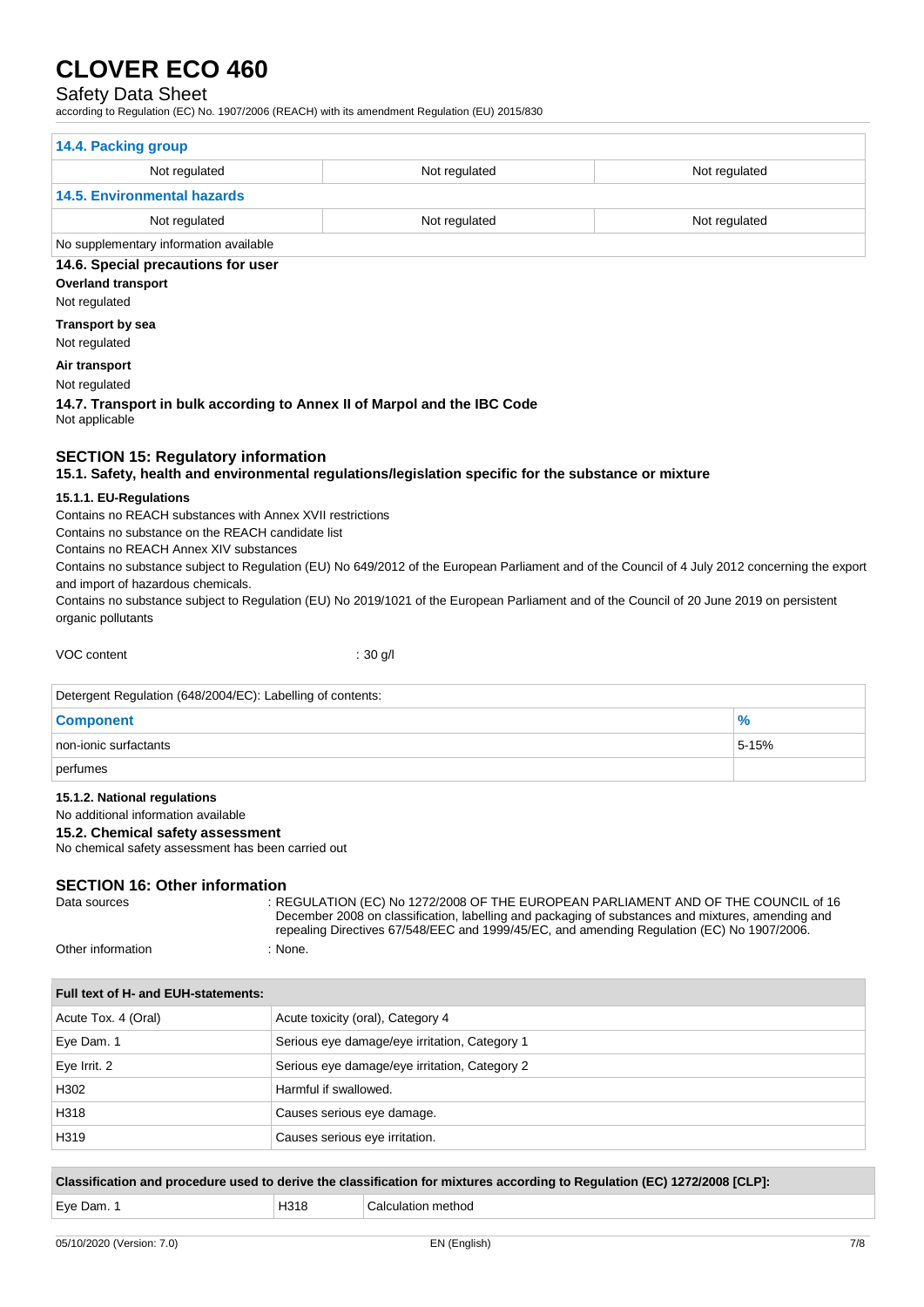| 14.4. Packing group | | |
|---|---|---|
| Not regulated | Not regulated | Not regulated |
| **14.5. Environmental hazards** | | |
| Not regulated | Not regulated | Not regulated |
| No supplementary information available | | |

### 14.6. Special precautions for user

**Overland transport**

Not regulated

**Transport by sea**

Not regulated

**Air transport**

Not regulated

### 14.7. Transport in bulk according to Annex II of Marpol and the IBC Code

Not applicable

## SECTION 15: Regulatory information

### 15.1. Safety, health and environmental regulations/legislation specific for the substance or mixture

#### 15.1.1. EU-Regulations

Contains no REACH substances with Annex XVII restrictions

Contains no substance on the REACH candidate list

Contains no REACH Annex XIV substances

Contains no substance subject to Regulation (EU) No 649/2012 of the European Parliament and of the Council of 4 July 2012 concerning the export and import of hazardous chemicals.

Contains no substance subject to Regulation (EU) No 2019/1021 of the European Parliament and of the Council of 20 June 2019 on persistent organic pollutants

VOC content : 30 g/l

| Detergent Regulation (648/2004/EC): Labelling of contents: | |
|---|---|
| **Component** | **%** |
| non-ionic surfactants | 5-15% |
| perfumes | |

#### 15.1.2. National regulations

No additional information available

### 15.2. Chemical safety assessment

No chemical safety assessment has been carried out

## SECTION 16: Other information

Data sources : REGULATION (EC) No 1272/2008 OF THE EUROPEAN PARLIAMENT AND OF THE COUNCIL of 16 December 2008 on classification, labelling and packaging of substances and mixtures, amending and repealing Directives 67/548/EEC and 1999/45/EC, and amending Regulation (EC) No 1907/2006.

Other information : None.

| Full text of H- and EUH-statements: | |
|---|---|
| Acute Tox. 4 (Oral) | Acute toxicity (oral), Category 4 |
| Eye Dam. 1 | Serious eye damage/eye irritation, Category 1 |
| Eye Irrit. 2 | Serious eye damage/eye irritation, Category 2 |
| H302 | Harmful if swallowed. |
| H318 | Causes serious eye damage. |
| H319 | Causes serious eye irritation. |

| Classification and procedure used to derive the classification for mixtures according to Regulation (EC) 1272/2008 [CLP]: | | |
|---|---|---|
| Eye Dam. 1 | H318 | Calculation method |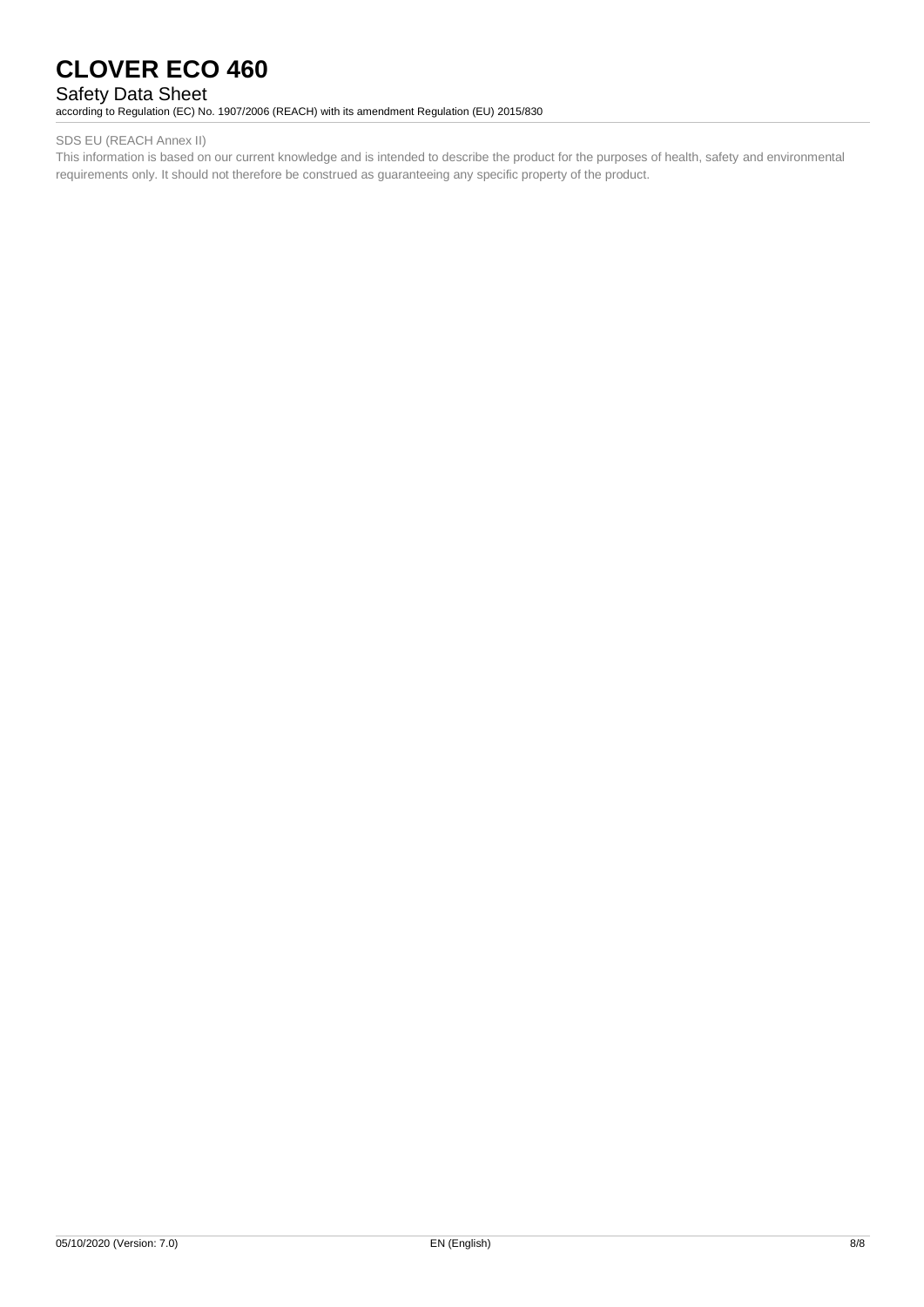SDS EU (REACH Annex II)

This information is based on our current knowledge and is intended to describe the product for the purposes of health, safety and environmental requirements only. It should not therefore be construed as guaranteeing any specific property of the product.